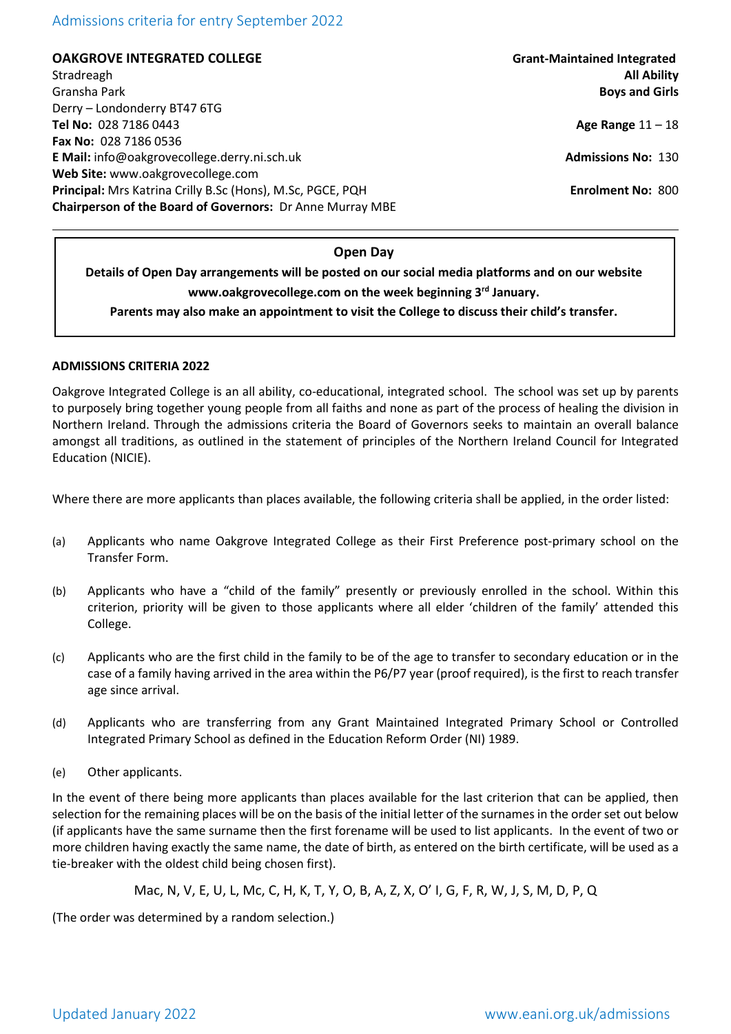Admissions criteria for entry September 2022

**OAKGROVE INTEGRATED COLLEGE**
Stradreagh
Gransha Park
Derry – Londonderry BT47 6TG
**Tel No:** 028 7186 0443
**Fax No:** 028 7186 0536
**E Mail:** info@oakgrovecollege.derry.ni.sch.uk
**Web Site:** www.oakgrovecollege.com
**Principal:** Mrs Katrina Crilly B.Sc (Hons), M.Sc, PGCE, PQH
**Chairperson of the Board of Governors:** Dr Anne Murray MBE

**Grant-Maintained Integrated**
**All Ability**
**Boys and Girls**

**Age Range** 11 – 18

**Admissions No:** 130

**Enrolment No:** 800

---

**Open Day**

**Details of Open Day arrangements will be posted on our social media platforms and on our website www.oakgrovecollege.com on the week beginning 3rd January.**

**Parents may also make an appointment to visit the College to discuss their child's transfer.**

## ADMISSIONS CRITERIA 2022

Oakgrove Integrated College is an all ability, co-educational, integrated school. The school was set up by parents to purposely bring together young people from all faiths and none as part of the process of healing the division in Northern Ireland. Through the admissions criteria the Board of Governors seeks to maintain an overall balance amongst all traditions, as outlined in the statement of principles of the Northern Ireland Council for Integrated Education (NICIE).

Where there are more applicants than places available, the following criteria shall be applied, in the order listed:

(a) Applicants who name Oakgrove Integrated College as their First Preference post-primary school on the Transfer Form.

(b) Applicants who have a "child of the family" presently or previously enrolled in the school. Within this criterion, priority will be given to those applicants where all elder 'children of the family' attended this College.

(c) Applicants who are the first child in the family to be of the age to transfer to secondary education or in the case of a family having arrived in the area within the P6/P7 year (proof required), is the first to reach transfer age since arrival.

(d) Applicants who are transferring from any Grant Maintained Integrated Primary School or Controlled Integrated Primary School as defined in the Education Reform Order (NI) 1989.

(e) Other applicants.

In the event of there being more applicants than places available for the last criterion that can be applied, then selection for the remaining places will be on the basis of the initial letter of the surnames in the order set out below (if applicants have the same surname then the first forename will be used to list applicants. In the event of two or more children having exactly the same name, the date of birth, as entered on the birth certificate, will be used as a tie-breaker with the oldest child being chosen first).

Mac, N, V, E, U, L, Mc, C, H, K, T, Y, O, B, A, Z, X, O' I, G, F, R, W, J, S, M, D, P, Q

(The order was determined by a random selection.)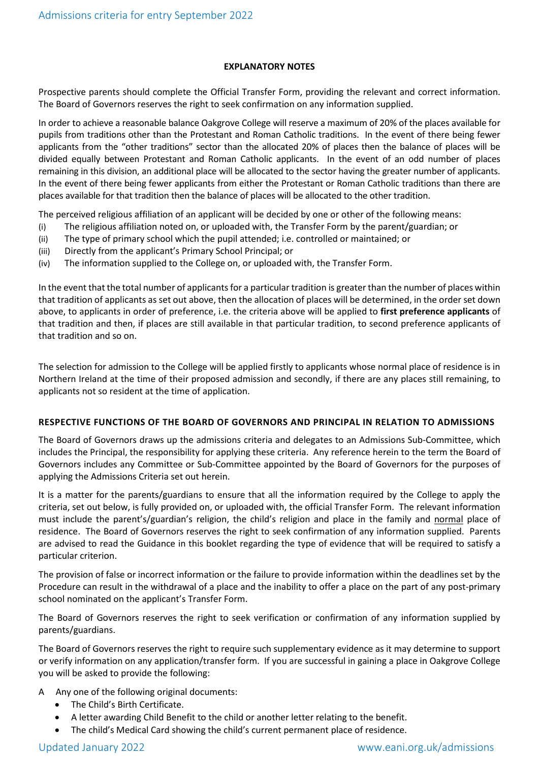## EXPLANATORY NOTES

Prospective parents should complete the Official Transfer Form, providing the relevant and correct information. The Board of Governors reserves the right to seek confirmation on any information supplied.

In order to achieve a reasonable balance Oakgrove College will reserve a maximum of 20% of the places available for pupils from traditions other than the Protestant and Roman Catholic traditions. In the event of there being fewer applicants from the "other traditions" sector than the allocated 20% of places then the balance of places will be divided equally between Protestant and Roman Catholic applicants. In the event of an odd number of places remaining in this division, an additional place will be allocated to the sector having the greater number of applicants. In the event of there being fewer applicants from either the Protestant or Roman Catholic traditions than there are places available for that tradition then the balance of places will be allocated to the other tradition.

The perceived religious affiliation of an applicant will be decided by one or other of the following means:

(i) The religious affiliation noted on, or uploaded with, the Transfer Form by the parent/guardian; or
(ii) The type of primary school which the pupil attended; i.e. controlled or maintained; or
(iii) Directly from the applicant's Primary School Principal; or
(iv) The information supplied to the College on, or uploaded with, the Transfer Form.

In the event that the total number of applicants for a particular tradition is greater than the number of places within that tradition of applicants as set out above, then the allocation of places will be determined, in the order set down above, to applicants in order of preference, i.e. the criteria above will be applied to **first preference applicants** of that tradition and then, if places are still available in that particular tradition, to second preference applicants of that tradition and so on.

The selection for admission to the College will be applied firstly to applicants whose normal place of residence is in Northern Ireland at the time of their proposed admission and secondly, if there are any places still remaining, to applicants not so resident at the time of application.

## RESPECTIVE FUNCTIONS OF THE BOARD OF GOVERNORS AND PRINCIPAL IN RELATION TO ADMISSIONS

The Board of Governors draws up the admissions criteria and delegates to an Admissions Sub-Committee, which includes the Principal, the responsibility for applying these criteria. Any reference herein to the term the Board of Governors includes any Committee or Sub-Committee appointed by the Board of Governors for the purposes of applying the Admissions Criteria set out herein.

It is a matter for the parents/guardians to ensure that all the information required by the College to apply the criteria, set out below, is fully provided on, or uploaded with, the official Transfer Form. The relevant information must include the parent's/guardian's religion, the child's religion and place in the family and normal place of residence. The Board of Governors reserves the right to seek confirmation of any information supplied. Parents are advised to read the Guidance in this booklet regarding the type of evidence that will be required to satisfy a particular criterion.

The provision of false or incorrect information or the failure to provide information within the deadlines set by the Procedure can result in the withdrawal of a place and the inability to offer a place on the part of any post-primary school nominated on the applicant's Transfer Form.

The Board of Governors reserves the right to seek verification or confirmation of any information supplied by parents/guardians.

The Board of Governors reserves the right to require such supplementary evidence as it may determine to support or verify information on any application/transfer form. If you are successful in gaining a place in Oakgrove College you will be asked to provide the following:

A Any one of the following original documents:

- The Child's Birth Certificate.
- A letter awarding Child Benefit to the child or another letter relating to the benefit.
- The child's Medical Card showing the child's current permanent place of residence.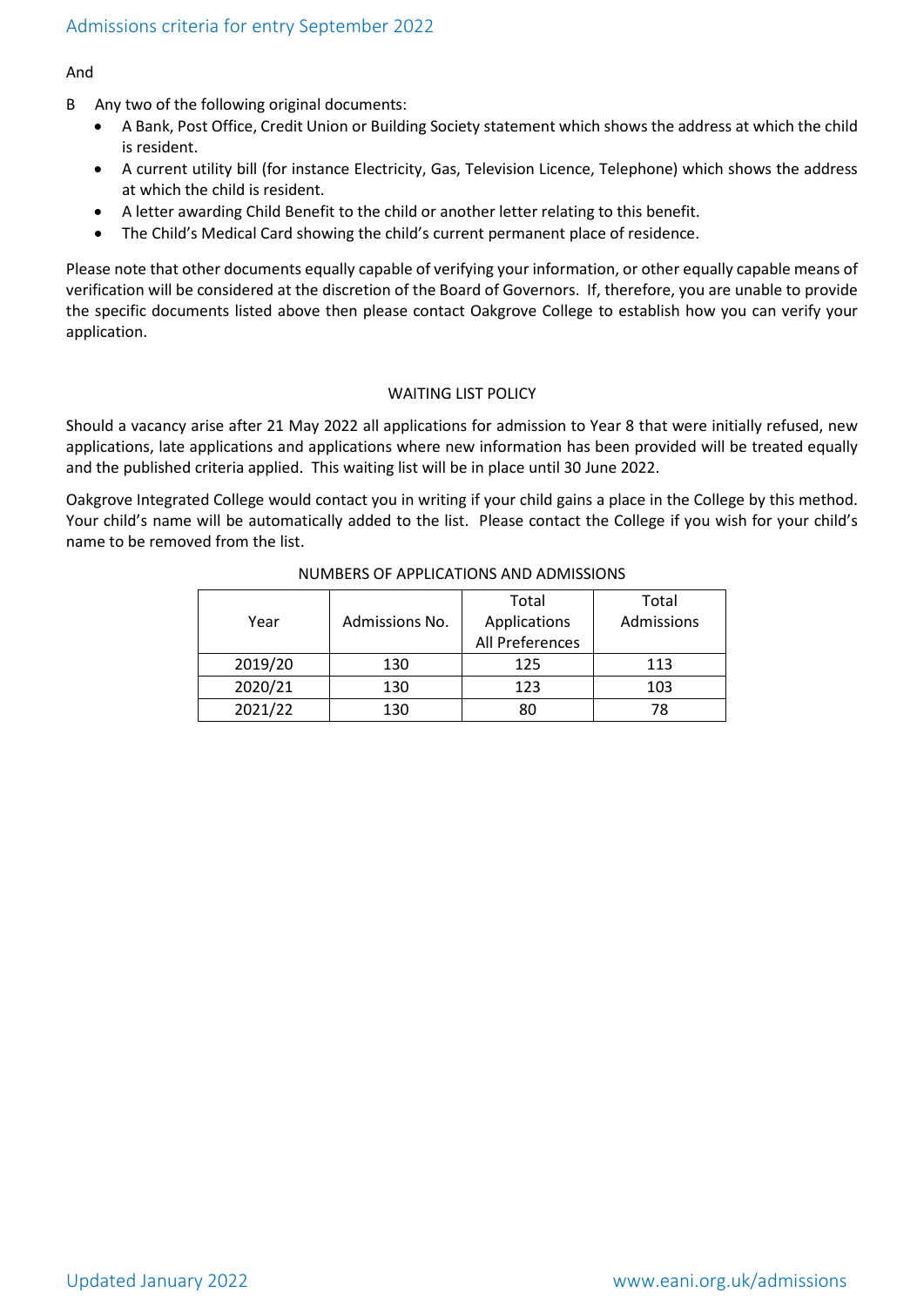And

B Any two of the following original documents:

- A Bank, Post Office, Credit Union or Building Society statement which shows the address at which the child is resident.
- A current utility bill (for instance Electricity, Gas, Television Licence, Telephone) which shows the address at which the child is resident.
- A letter awarding Child Benefit to the child or another letter relating to this benefit.
- The Child's Medical Card showing the child's current permanent place of residence.

Please note that other documents equally capable of verifying your information, or other equally capable means of verification will be considered at the discretion of the Board of Governors. If, therefore, you are unable to provide the specific documents listed above then please contact Oakgrove College to establish how you can verify your application.

## WAITING LIST POLICY

Should a vacancy arise after 21 May 2022 all applications for admission to Year 8 that were initially refused, new applications, late applications and applications where new information has been provided will be treated equally and the published criteria applied. This waiting list will be in place until 30 June 2022.

Oakgrove Integrated College would contact you in writing if your child gains a place in the College by this method. Your child's name will be automatically added to the list. Please contact the College if you wish for your child's name to be removed from the list.

NUMBERS OF APPLICATIONS AND ADMISSIONS

| Year | Admissions No. | Total Applications All Preferences | Total Admissions |
|---|---|---|---|
| 2019/20 | 130 | 125 | 113 |
| 2020/21 | 130 | 123 | 103 |
| 2021/22 | 130 | 80 | 78 |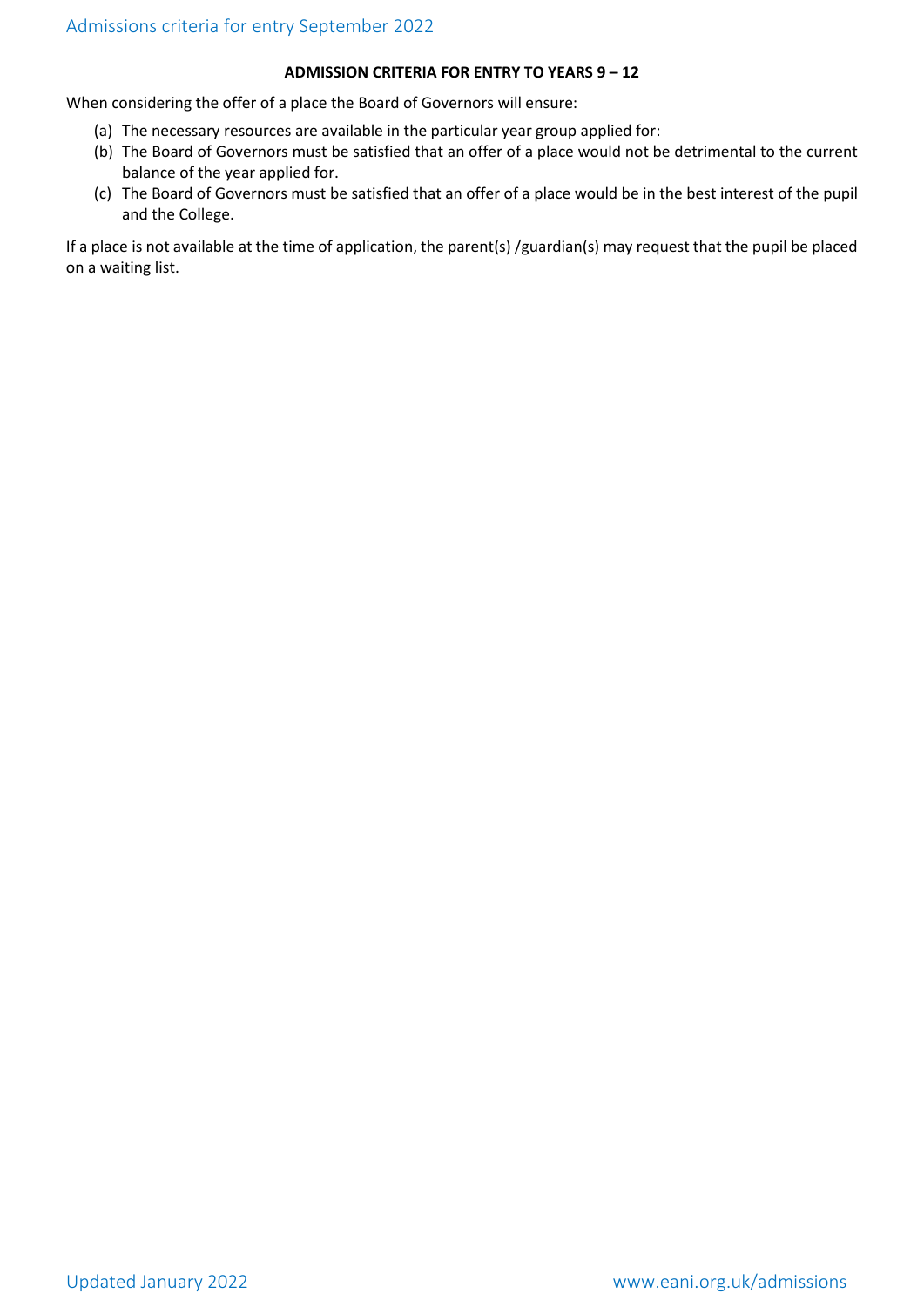**ADMISSION CRITERIA FOR ENTRY TO YEARS 9 – 12**

When considering the offer of a place the Board of Governors will ensure:

(a) The necessary resources are available in the particular year group applied for:
(b) The Board of Governors must be satisfied that an offer of a place would not be detrimental to the current balance of the year applied for.
(c) The Board of Governors must be satisfied that an offer of a place would be in the best interest of the pupil and the College.

If a place is not available at the time of application, the parent(s) /guardian(s) may request that the pupil be placed on a waiting list.